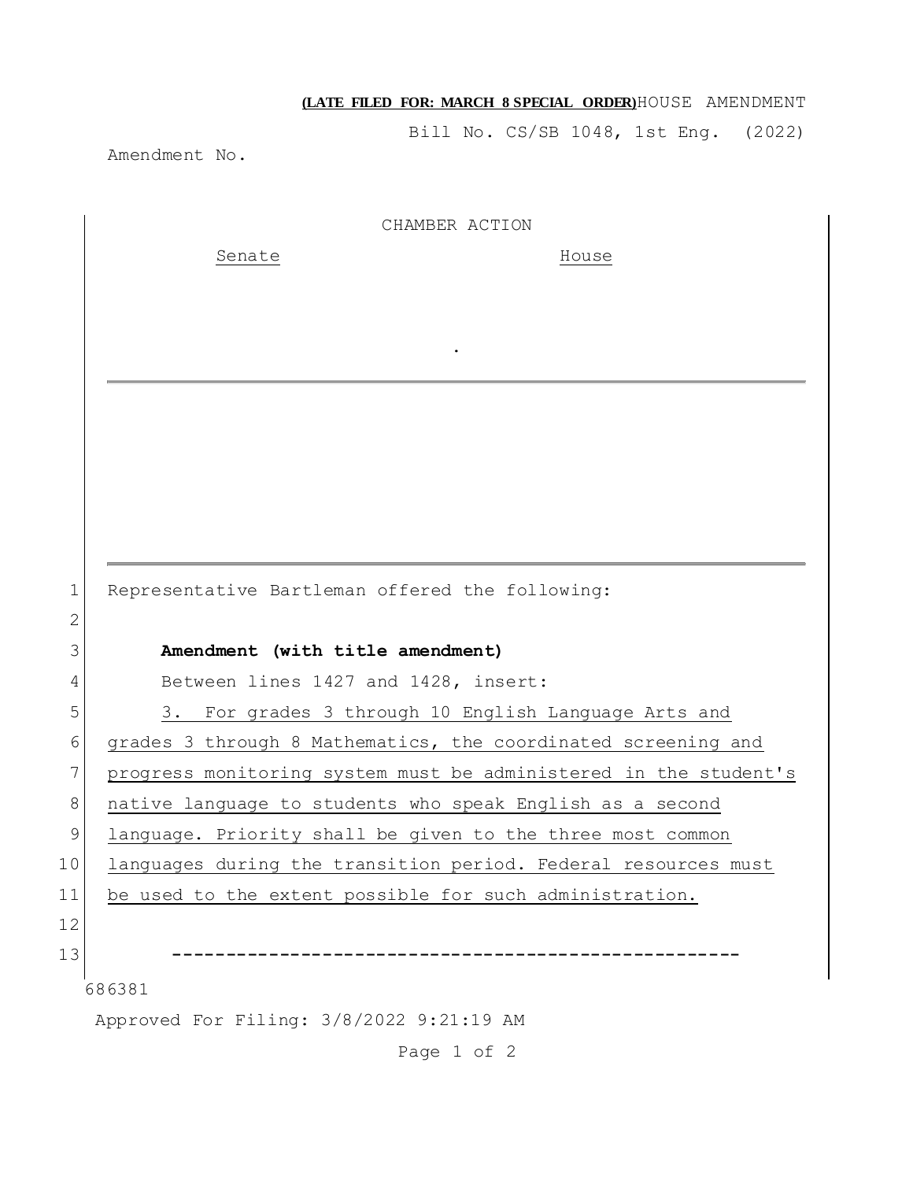**(LATE FILED FOR: MARCH 8 SPECIAL ORDER)** HOUSE AMENDMENT

Bill No. CS/SB 1048, 1st Eng. (2022)

Amendment No.

CHAMBER ACTION

Senate House

.

Representative Bartleman offered the following:

**Amendment (with title amendment)**

Between lines 1427 and 1428, insert:

3. For grades 3 through 10 English Language Arts and grades 3 through 8 Mathematics, the coordinated screening and progress monitoring system must be administered in the student's native language to students who speak English as a second language. Priority shall be given to the three most common languages during the transition period. Federal resources must be used to the extent possible for such administration.

-----------------------------------------------------

686381

Approved For Filing: 3/8/2022 9:21:19 AM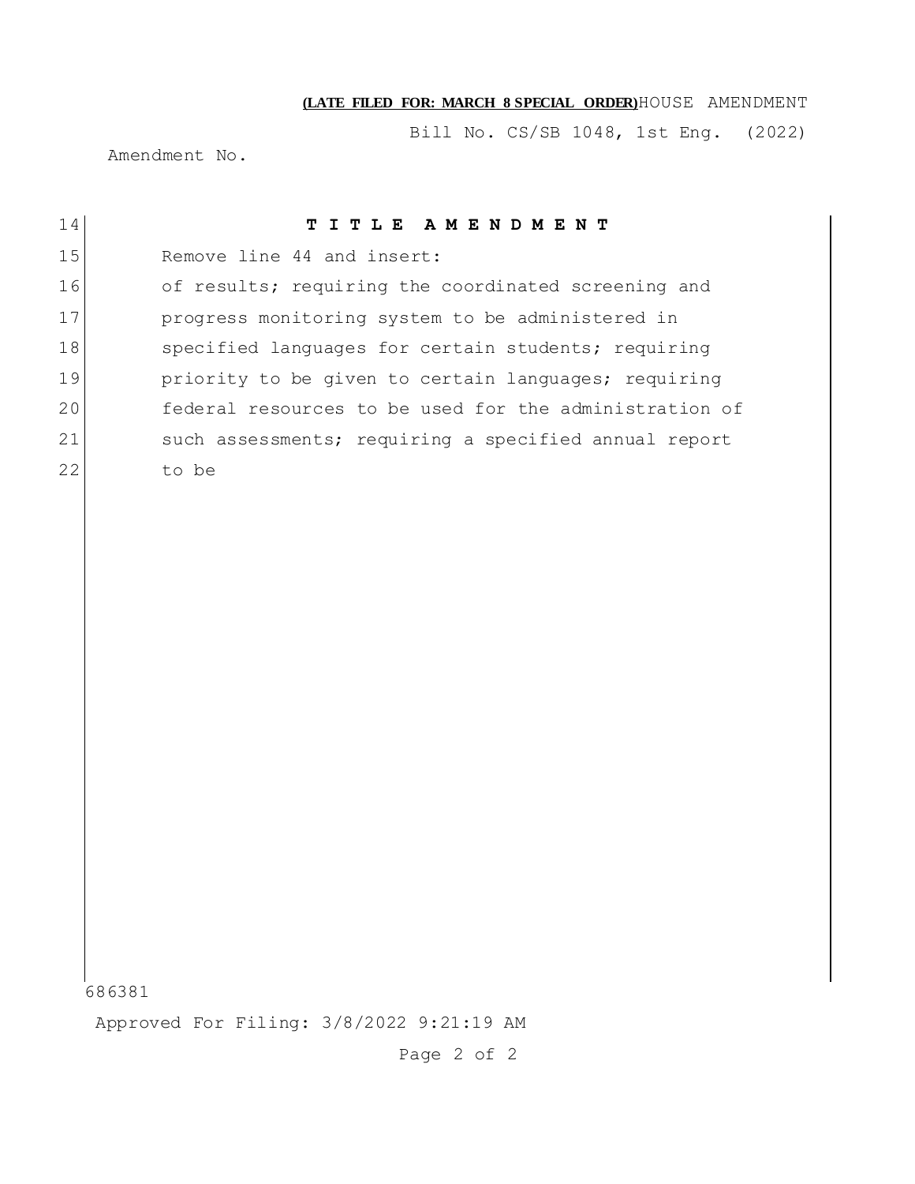**(LATE FILED FOR: MARCH 8 SPECIAL ORDER)** HOUSE AMENDMENT

Bill No. CS/SB 1048, 1st Eng. (2022)

Amendment No.

**T I T L E   A M E N D M E N T**

Remove line 44 and insert:

of results; requiring the coordinated screening and progress monitoring system to be administered in specified languages for certain students; requiring priority to be given to certain languages; requiring federal resources to be used for the administration of such assessments; requiring a specified annual report to be

686381

Approved For Filing: 3/8/2022 9:21:19 AM